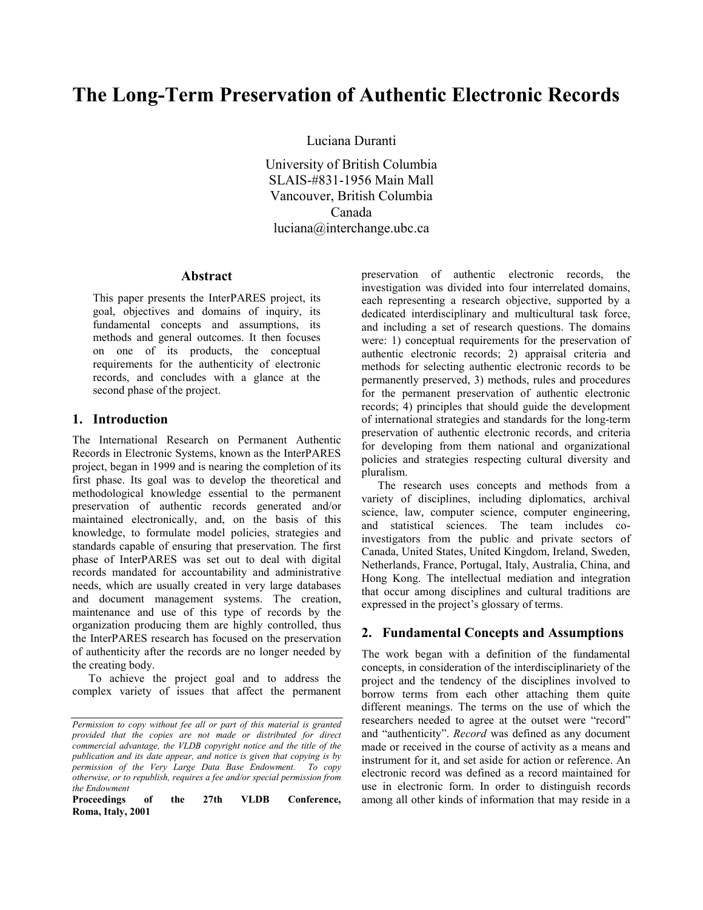# The Long-Term Preservation of Authentic Electronic Records

Luciana Duranti

University of British Columbia
SLAIS-#831-1956 Main Mall
Vancouver, British Columbia
Canada
luciana@interchange.ubc.ca

## Abstract

This paper presents the InterPARES project, its goal, objectives and domains of inquiry, its fundamental concepts and assumptions, its methods and general outcomes. It then focuses on one of its products, the conceptual requirements for the authenticity of electronic records, and concludes with a glance at the second phase of the project.

## 1. Introduction

The International Research on Permanent Authentic Records in Electronic Systems, known as the InterPARES project, began in 1999 and is nearing the completion of its first phase. Its goal was to develop the theoretical and methodological knowledge essential to the permanent preservation of authentic records generated and/or maintained electronically, and, on the basis of this knowledge, to formulate model policies, strategies and standards capable of ensuring that preservation. The first phase of InterPARES was set out to deal with digital records mandated for accountability and administrative needs, which are usually created in very large databases and document management systems. The creation, maintenance and use of this type of records by the organization producing them are highly controlled, thus the InterPARES research has focused on the preservation of authenticity after the records are no longer needed by the creating body.

To achieve the project goal and to address the complex variety of issues that affect the permanent preservation of authentic electronic records, the investigation was divided into four interrelated domains, each representing a research objective, supported by a dedicated interdisciplinary and multicultural task force, and including a set of research questions. The domains were: 1) conceptual requirements for the preservation of authentic electronic records; 2) appraisal criteria and methods for selecting authentic electronic records to be permanently preserved, 3) methods, rules and procedures for the permanent preservation of authentic electronic records; 4) principles that should guide the development of international strategies and standards for the long-term preservation of authentic electronic records, and criteria for developing from them national and organizational policies and strategies respecting cultural diversity and pluralism.

The research uses concepts and methods from a variety of disciplines, including diplomatics, archival science, law, computer science, computer engineering, and statistical sciences. The team includes co-investigators from the public and private sectors of Canada, United States, United Kingdom, Ireland, Sweden, Netherlands, France, Portugal, Italy, Australia, China, and Hong Kong. The intellectual mediation and integration that occur among disciplines and cultural traditions are expressed in the project's glossary of terms.

## 2. Fundamental Concepts and Assumptions

The work began with a definition of the fundamental concepts, in consideration of the interdisciplinariety of the project and the tendency of the disciplines involved to borrow terms from each other attaching them quite different meanings. The terms on the use of which the researchers needed to agree at the outset were "record" and "authenticity". *Record* was defined as any document made or received in the course of activity as a means and instrument for it, and set aside for action or reference. An electronic record was defined as a record maintained for use in electronic form. In order to distinguish records among all other kinds of information that may reside in a

*Permission to copy without fee all or part of this material is granted provided that the copies are not made or distributed for direct commercial advantage, the VLDB copyright notice and the title of the publication and its date appear, and notice is given that copying is by permission of the Very Large Data Base Endowment. To copy otherwise, or to republish, requires a fee and/or special permission from the Endowment*

**Proceedings of the 27th VLDB Conference, Roma, Italy, 2001**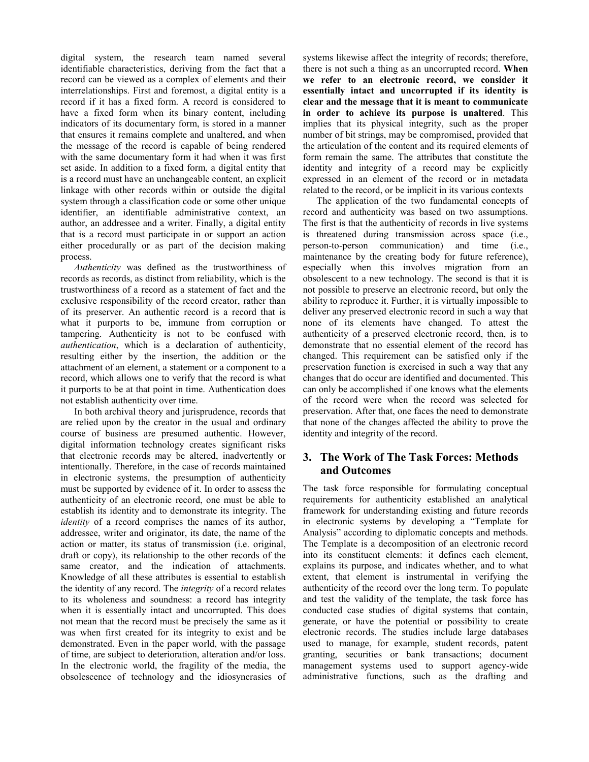digital system, the research team named several identifiable characteristics, deriving from the fact that a record can be viewed as a complex of elements and their interrelationships. First and foremost, a digital entity is a record if it has a fixed form. A record is considered to have a fixed form when its binary content, including indicators of its documentary form, is stored in a manner that ensures it remains complete and unaltered, and when the message of the record is capable of being rendered with the same documentary form it had when it was first set aside. In addition to a fixed form, a digital entity that is a record must have an unchangeable content, an explicit linkage with other records within or outside the digital system through a classification code or some other unique identifier, an identifiable administrative context, an author, an addressee and a writer. Finally, a digital entity that is a record must participate in or support an action either procedurally or as part of the decision making process.

*Authenticity* was defined as the trustworthiness of records as records, as distinct from reliability, which is the trustworthiness of a record as a statement of fact and the exclusive responsibility of the record creator, rather than of its preserver. An authentic record is a record that is what it purports to be, immune from corruption or tampering. Authenticity is not to be confused with *authentication*, which is a declaration of authenticity, resulting either by the insertion, the addition or the attachment of an element, a statement or a component to a record, which allows one to verify that the record is what it purports to be at that point in time. Authentication does not establish authenticity over time.

In both archival theory and jurisprudence, records that are relied upon by the creator in the usual and ordinary course of business are presumed authentic. However, digital information technology creates significant risks that electronic records may be altered, inadvertently or intentionally. Therefore, in the case of records maintained in electronic systems, the presumption of authenticity must be supported by evidence of it. In order to assess the authenticity of an electronic record, one must be able to establish its identity and to demonstrate its integrity. The *identity* of a record comprises the names of its author, addressee, writer and originator, its date, the name of the action or matter, its status of transmission (i.e. original, draft or copy), its relationship to the other records of the same creator, and the indication of attachments. Knowledge of all these attributes is essential to establish the identity of any record. The *integrity* of a record relates to its wholeness and soundness: a record has integrity when it is essentially intact and uncorrupted. This does not mean that the record must be precisely the same as it was when first created for its integrity to exist and be demonstrated. Even in the paper world, with the passage of time, are subject to deterioration, alteration and/or loss. In the electronic world, the fragility of the media, the obsolescence of technology and the idiosyncrasies of systems likewise affect the integrity of records; therefore, there is not such a thing as an uncorrupted record. **When we refer to an electronic record, we consider it essentially intact and uncorrupted if its identity is clear and the message that it is meant to communicate in order to achieve its purpose is unaltered**. This implies that its physical integrity, such as the proper number of bit strings, may be compromised, provided that the articulation of the content and its required elements of form remain the same. The attributes that constitute the identity and integrity of a record may be explicitly expressed in an element of the record or in metadata related to the record, or be implicit in its various contexts

The application of the two fundamental concepts of record and authenticity was based on two assumptions. The first is that the authenticity of records in live systems is threatened during transmission across space (i.e., person-to-person communication) and time (i.e., maintenance by the creating body for future reference), especially when this involves migration from an obsolescent to a new technology. The second is that it is not possible to preserve an electronic record, but only the ability to reproduce it. Further, it is virtually impossible to deliver any preserved electronic record in such a way that none of its elements have changed. To attest the authenticity of a preserved electronic record, then, is to demonstrate that no essential element of the record has changed. This requirement can be satisfied only if the preservation function is exercised in such a way that any changes that do occur are identified and documented. This can only be accomplished if one knows what the elements of the record were when the record was selected for preservation. After that, one faces the need to demonstrate that none of the changes affected the ability to prove the identity and integrity of the record.

## 3. The Work of The Task Forces: Methods and Outcomes

The task force responsible for formulating conceptual requirements for authenticity established an analytical framework for understanding existing and future records in electronic systems by developing a "Template for Analysis" according to diplomatic concepts and methods. The Template is a decomposition of an electronic record into its constituent elements: it defines each element, explains its purpose, and indicates whether, and to what extent, that element is instrumental in verifying the authenticity of the record over the long term. To populate and test the validity of the template, the task force has conducted case studies of digital systems that contain, generate, or have the potential or possibility to create electronic records. The studies include large databases used to manage, for example, student records, patent granting, securities or bank transactions; document management systems used to support agency-wide administrative functions, such as the drafting and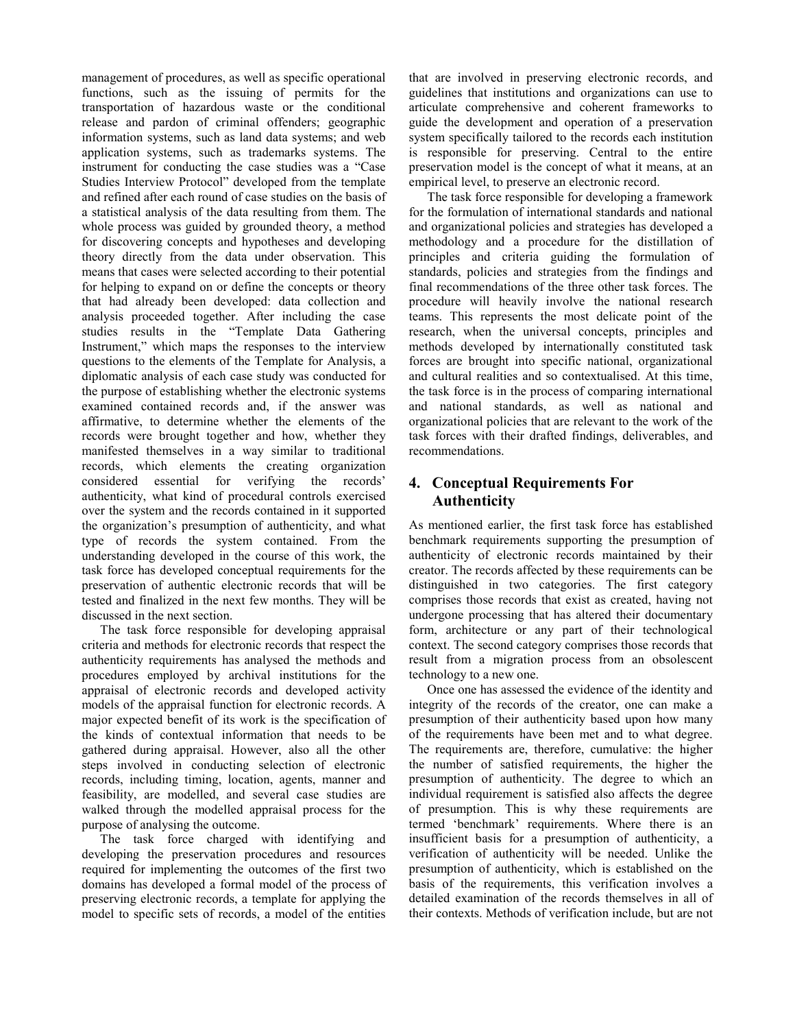management of procedures, as well as specific operational functions, such as the issuing of permits for the transportation of hazardous waste or the conditional release and pardon of criminal offenders; geographic information systems, such as land data systems; and web application systems, such as trademarks systems. The instrument for conducting the case studies was a "Case Studies Interview Protocol" developed from the template and refined after each round of case studies on the basis of a statistical analysis of the data resulting from them. The whole process was guided by grounded theory, a method for discovering concepts and hypotheses and developing theory directly from the data under observation. This means that cases were selected according to their potential for helping to expand on or define the concepts or theory that had already been developed: data collection and analysis proceeded together. After including the case studies results in the "Template Data Gathering Instrument," which maps the responses to the interview questions to the elements of the Template for Analysis, a diplomatic analysis of each case study was conducted for the purpose of establishing whether the electronic systems examined contained records and, if the answer was affirmative, to determine whether the elements of the records were brought together and how, whether they manifested themselves in a way similar to traditional records, which elements the creating organization considered essential for verifying the records' authenticity, what kind of procedural controls exercised over the system and the records contained in it supported the organization's presumption of authenticity, and what type of records the system contained. From the understanding developed in the course of this work, the task force has developed conceptual requirements for the preservation of authentic electronic records that will be tested and finalized in the next few months. They will be discussed in the next section.

The task force responsible for developing appraisal criteria and methods for electronic records that respect the authenticity requirements has analysed the methods and procedures employed by archival institutions for the appraisal of electronic records and developed activity models of the appraisal function for electronic records. A major expected benefit of its work is the specification of the kinds of contextual information that needs to be gathered during appraisal. However, also all the other steps involved in conducting selection of electronic records, including timing, location, agents, manner and feasibility, are modelled, and several case studies are walked through the modelled appraisal process for the purpose of analysing the outcome.

The task force charged with identifying and developing the preservation procedures and resources required for implementing the outcomes of the first two domains has developed a formal model of the process of preserving electronic records, a template for applying the model to specific sets of records, a model of the entities that are involved in preserving electronic records, and guidelines that institutions and organizations can use to articulate comprehensive and coherent frameworks to guide the development and operation of a preservation system specifically tailored to the records each institution is responsible for preserving. Central to the entire preservation model is the concept of what it means, at an empirical level, to preserve an electronic record.

The task force responsible for developing a framework for the formulation of international standards and national and organizational policies and strategies has developed a methodology and a procedure for the distillation of principles and criteria guiding the formulation of standards, policies and strategies from the findings and final recommendations of the three other task forces. The procedure will heavily involve the national research teams. This represents the most delicate point of the research, when the universal concepts, principles and methods developed by internationally constituted task forces are brought into specific national, organizational and cultural realities and so contextualised. At this time, the task force is in the process of comparing international and national standards, as well as national and organizational policies that are relevant to the work of the task forces with their drafted findings, deliverables, and recommendations.

## 4. Conceptual Requirements For Authenticity

As mentioned earlier, the first task force has established benchmark requirements supporting the presumption of authenticity of electronic records maintained by their creator. The records affected by these requirements can be distinguished in two categories. The first category comprises those records that exist as created, having not undergone processing that has altered their documentary form, architecture or any part of their technological context. The second category comprises those records that result from a migration process from an obsolescent technology to a new one.

Once one has assessed the evidence of the identity and integrity of the records of the creator, one can make a presumption of their authenticity based upon how many of the requirements have been met and to what degree. The requirements are, therefore, cumulative: the higher the number of satisfied requirements, the higher the presumption of authenticity. The degree to which an individual requirement is satisfied also affects the degree of presumption. This is why these requirements are termed 'benchmark' requirements. Where there is an insufficient basis for a presumption of authenticity, a verification of authenticity will be needed. Unlike the presumption of authenticity, which is established on the basis of the requirements, this verification involves a detailed examination of the records themselves in all of their contexts. Methods of verification include, but are not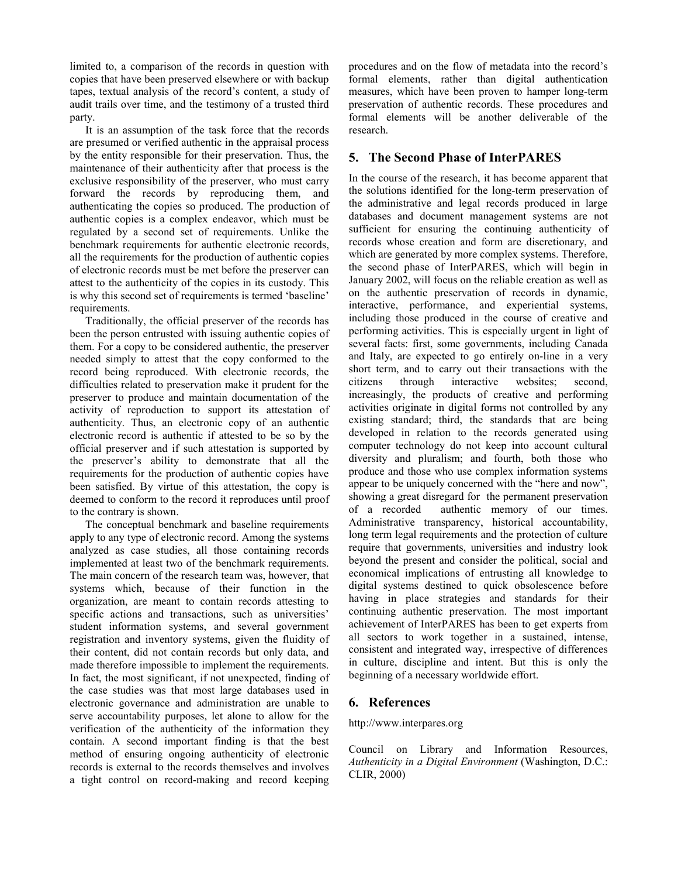limited to, a comparison of the records in question with copies that have been preserved elsewhere or with backup tapes, textual analysis of the record's content, a study of audit trails over time, and the testimony of a trusted third party.

It is an assumption of the task force that the records are presumed or verified authentic in the appraisal process by the entity responsible for their preservation. Thus, the maintenance of their authenticity after that process is the exclusive responsibility of the preserver, who must carry forward the records by reproducing them, and authenticating the copies so produced. The production of authentic copies is a complex endeavor, which must be regulated by a second set of requirements. Unlike the benchmark requirements for authentic electronic records, all the requirements for the production of authentic copies of electronic records must be met before the preserver can attest to the authenticity of the copies in its custody. This is why this second set of requirements is termed 'baseline' requirements.

Traditionally, the official preserver of the records has been the person entrusted with issuing authentic copies of them. For a copy to be considered authentic, the preserver needed simply to attest that the copy conformed to the record being reproduced. With electronic records, the difficulties related to preservation make it prudent for the preserver to produce and maintain documentation of the activity of reproduction to support its attestation of authenticity. Thus, an electronic copy of an authentic electronic record is authentic if attested to be so by the official preserver and if such attestation is supported by the preserver's ability to demonstrate that all the requirements for the production of authentic copies have been satisfied. By virtue of this attestation, the copy is deemed to conform to the record it reproduces until proof to the contrary is shown.

The conceptual benchmark and baseline requirements apply to any type of electronic record. Among the systems analyzed as case studies, all those containing records implemented at least two of the benchmark requirements. The main concern of the research team was, however, that systems which, because of their function in the organization, are meant to contain records attesting to specific actions and transactions, such as universities' student information systems, and several government registration and inventory systems, given the fluidity of their content, did not contain records but only data, and made therefore impossible to implement the requirements. In fact, the most significant, if not unexpected, finding of the case studies was that most large databases used in electronic governance and administration are unable to serve accountability purposes, let alone to allow for the verification of the authenticity of the information they contain. A second important finding is that the best method of ensuring ongoing authenticity of electronic records is external to the records themselves and involves a tight control on record-making and record keeping procedures and on the flow of metadata into the record's formal elements, rather than digital authentication measures, which have been proven to hamper long-term preservation of authentic records. These procedures and formal elements will be another deliverable of the research.

## 5. The Second Phase of InterPARES

In the course of the research, it has become apparent that the solutions identified for the long-term preservation of the administrative and legal records produced in large databases and document management systems are not sufficient for ensuring the continuing authenticity of records whose creation and form are discretionary, and which are generated by more complex systems. Therefore, the second phase of InterPARES, which will begin in January 2002, will focus on the reliable creation as well as on the authentic preservation of records in dynamic, interactive, performance, and experiential systems, including those produced in the course of creative and performing activities. This is especially urgent in light of several facts: first, some governments, including Canada and Italy, are expected to go entirely on-line in a very short term, and to carry out their transactions with the citizens through interactive websites; second, increasingly, the products of creative and performing activities originate in digital forms not controlled by any existing standard; third, the standards that are being developed in relation to the records generated using computer technology do not keep into account cultural diversity and pluralism; and fourth, both those who produce and those who use complex information systems appear to be uniquely concerned with the "here and now", showing a great disregard for the permanent preservation of a recorded authentic memory of our times. Administrative transparency, historical accountability, long term legal requirements and the protection of culture require that governments, universities and industry look beyond the present and consider the political, social and economical implications of entrusting all knowledge to digital systems destined to quick obsolescence before having in place strategies and standards for their continuing authentic preservation. The most important achievement of InterPARES has been to get experts from all sectors to work together in a sustained, intense, consistent and integrated way, irrespective of differences in culture, discipline and intent. But this is only the beginning of a necessary worldwide effort.

## 6. References

http://www.interpares.org

Council on Library and Information Resources, *Authenticity in a Digital Environment* (Washington, D.C.: CLIR, 2000)